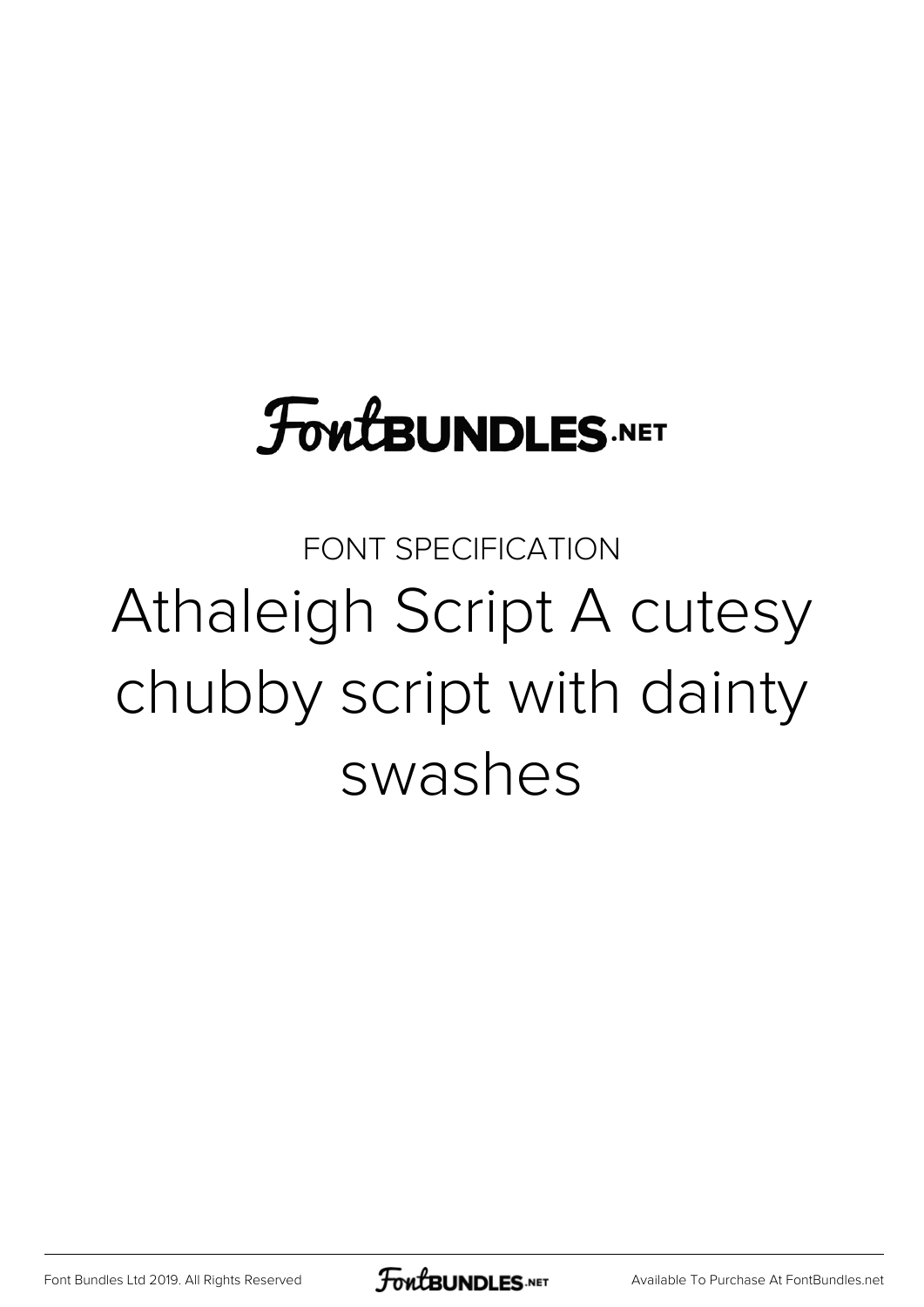FontBUNDLES.NET

FONT SPECIFICATION

# Athaleigh Script A cutesy chubby script with dainty swashes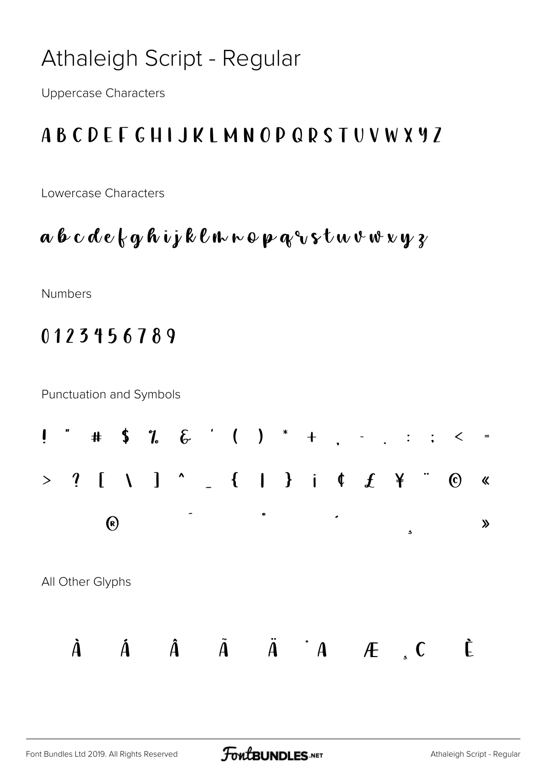# Athaleigh Script - Regular

Uppercase Characters

A B C D E F G H I J K L M N O P Q R S T U V W X Y Z

Lowercase Characters

a b c d e f g h i j k l m n o p q r s t u v w x y z

Numbers

0 1 2 3 4 5 6 7 8 9

Punctuation and Symbols

! " # $ % & ' ( ) * + , - . : ; < =

> ? [ \ ] ^ _ { | } ¡ ¢ £ ¥ ¨ © «

® ¯ ° ´ ¸ »

All Other Glyphs

À Á Â Ã Ä Å Æ Ç È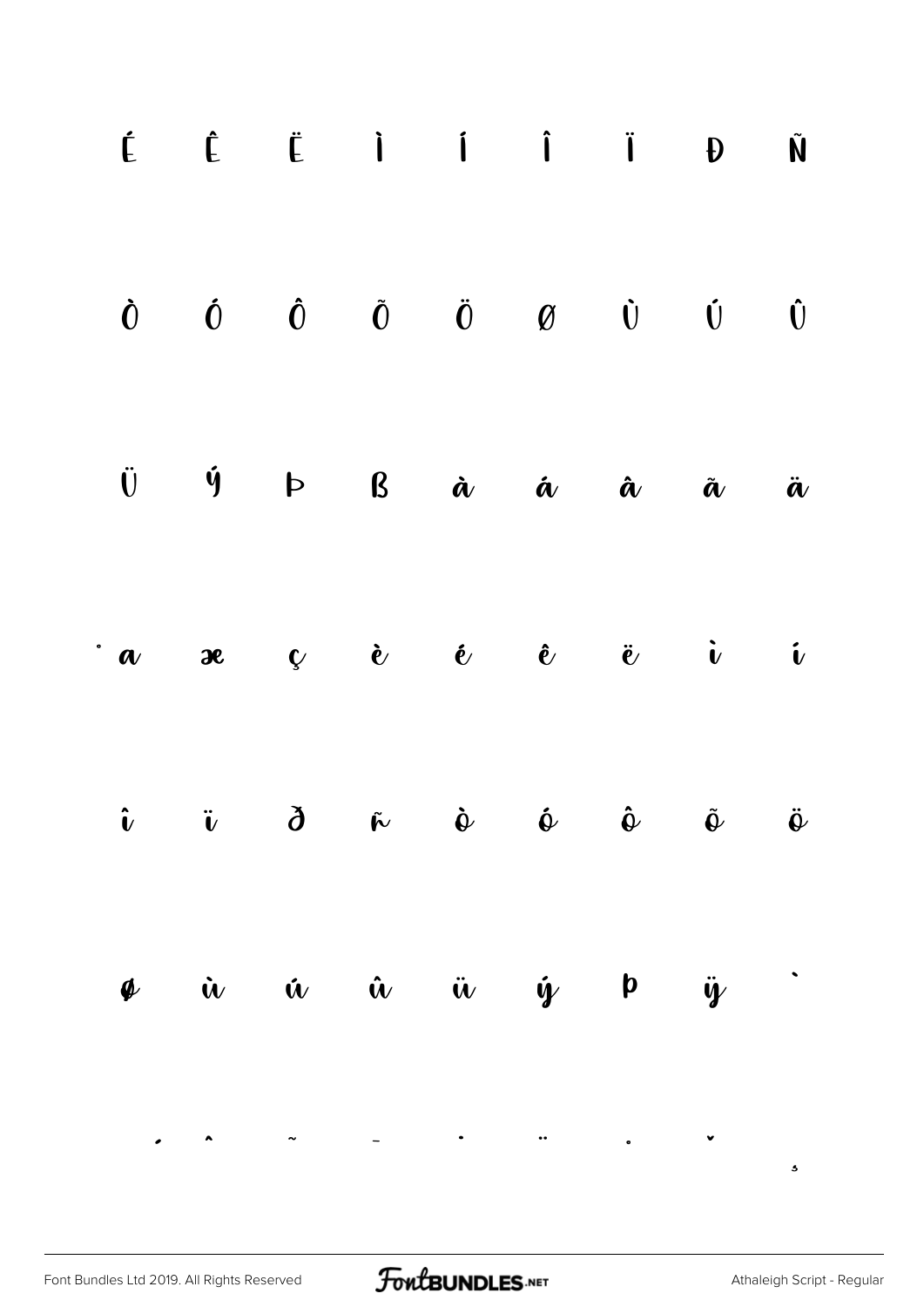É Ê Ë Ì Í Î Ï Ð Ñ

Ò Ó Ô Õ Ö Ø Ù Ú Û

Ü Ý Þ ß à á â ã ä

å æ ç è é ê ë ì í

î ï ð ñ ò ó ô õ ö

ø ù ú û ü ý þ ÿ ˋ

ˊ ˆ ˜ ˉ ˙ ¨ ˚ ˇ ¸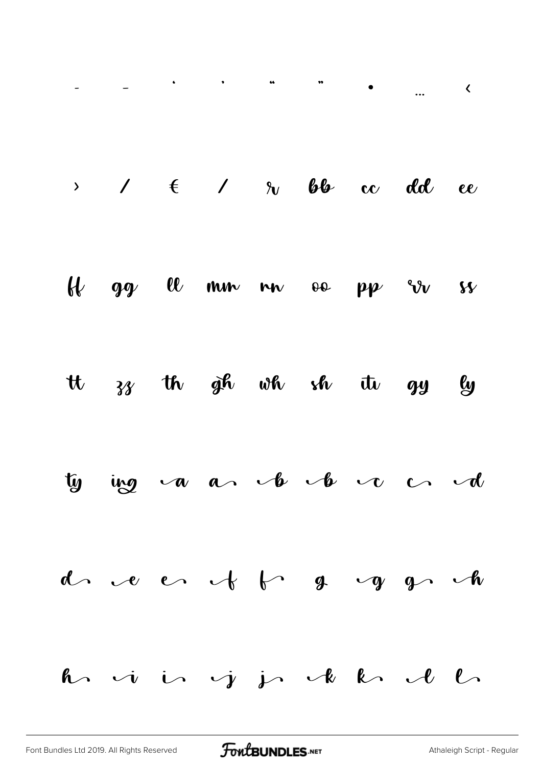- – ' ' " " • … ‹

› / € / r bb cc dd ee

ff gg ll mm nn oo pp rr ss

tt zz th gh wh sh iti gy ly

ty ing a a b b c c d

d e e f f g g g h

h i i j j k k l l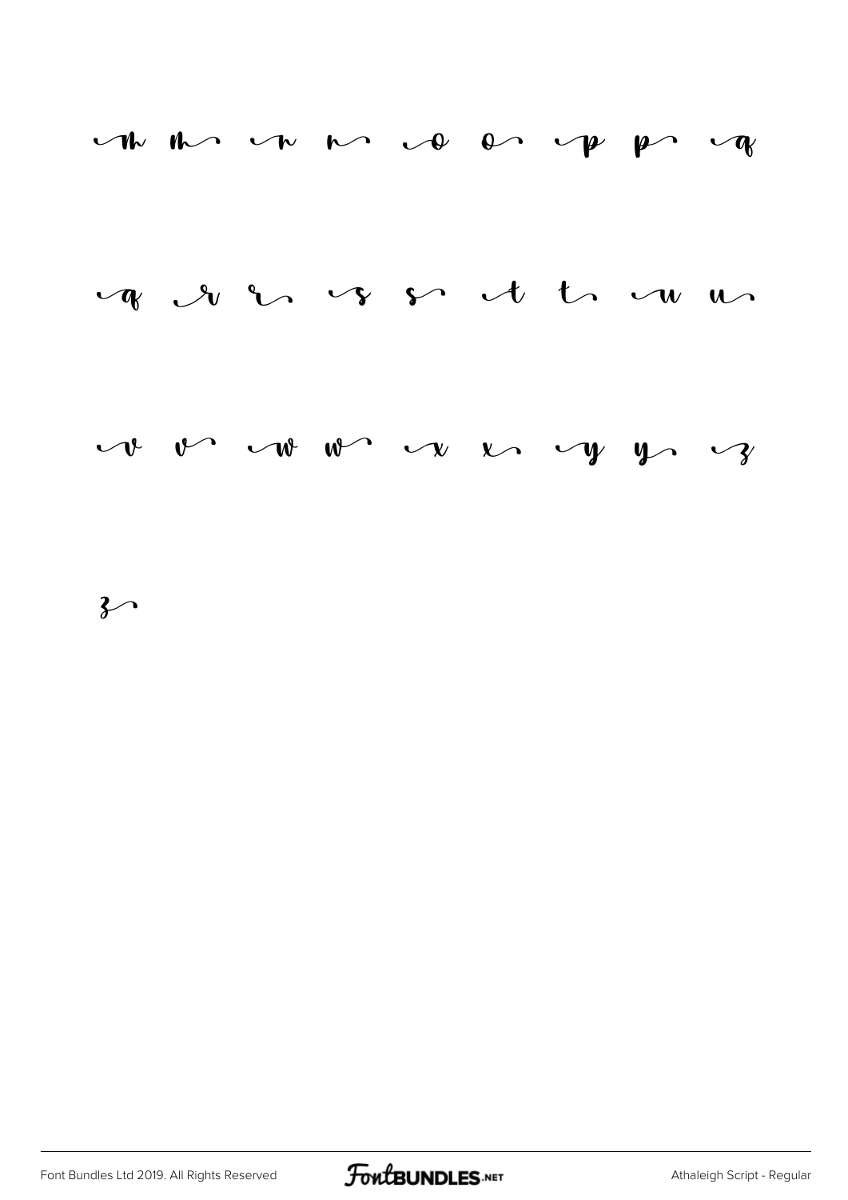m m n n o o p p q

q r r s s t t u u

v v w w x x y y z

z